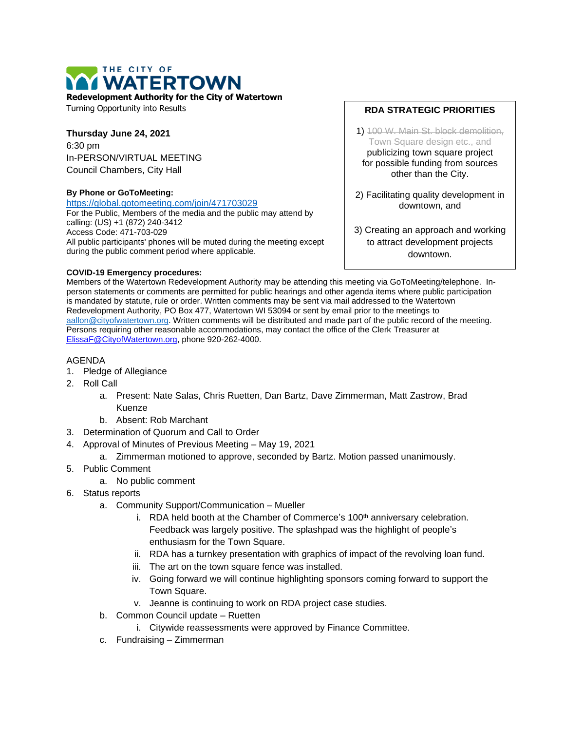# THE CITY OF WATERTOWN

**Redevelopment Authority for the City of Watertown**

Turning Opportunity into Results

**Thursday June 24, 2021**

6:30 pm

In-PERSON/VIRTUAL MEETING

Council Chambers, City Hall

**By Phone or GoToMeeting:**

https://global.gotomeeting.com/join/471703029

For the Public, Members of the media and the public may attend by calling: (US) +1 (872) 240-3412

Access Code: 471-703-029

All public participants' phones will be muted during the meeting except during the public comment period where applicable.

**RDA STRATEGIC PRIORITIES**

1) ~~100 W. Main St. block demolition, Town Square design etc., and~~ publicizing town square project for possible funding from sources other than the City.

2) Facilitating quality development in downtown, and

3) Creating an approach and working to attract development projects downtown.

**COVID-19 Emergency procedures:**

Members of the Watertown Redevelopment Authority may be attending this meeting via GoToMeeting/telephone. In-person statements or comments are permitted for public hearings and other agenda items where public participation is mandated by statute, rule or order. Written comments may be sent via mail addressed to the Watertown Redevelopment Authority, PO Box 477, Watertown WI 53094 or sent by email prior to the meetings to aallon@cityofwatertown.org. Written comments will be distributed and made part of the public record of the meeting. Persons requiring other reasonable accommodations, may contact the office of the Clerk Treasurer at ElissaF@CityofWatertown.org, phone 920-262-4000.

AGENDA

1. Pledge of Allegiance
2. Roll Call
   a. Present: Nate Salas, Chris Ruetten, Dan Bartz, Dave Zimmerman, Matt Zastrow, Brad Kuenze
   b. Absent: Rob Marchant
3. Determination of Quorum and Call to Order
4. Approval of Minutes of Previous Meeting – May 19, 2021
   a. Zimmerman motioned to approve, seconded by Bartz. Motion passed unanimously.
5. Public Comment
   a. No public comment
6. Status reports
   a. Community Support/Communication – Mueller
      i. RDA held booth at the Chamber of Commerce's 100th anniversary celebration. Feedback was largely positive. The splashpad was the highlight of people's enthusiasm for the Town Square.
      ii. RDA has a turnkey presentation with graphics of impact of the revolving loan fund.
      iii. The art on the town square fence was installed.
      iv. Going forward we will continue highlighting sponsors coming forward to support the Town Square.
      v. Jeanne is continuing to work on RDA project case studies.
   b. Common Council update – Ruetten
      i. Citywide reassessments were approved by Finance Committee.
   c. Fundraising – Zimmerman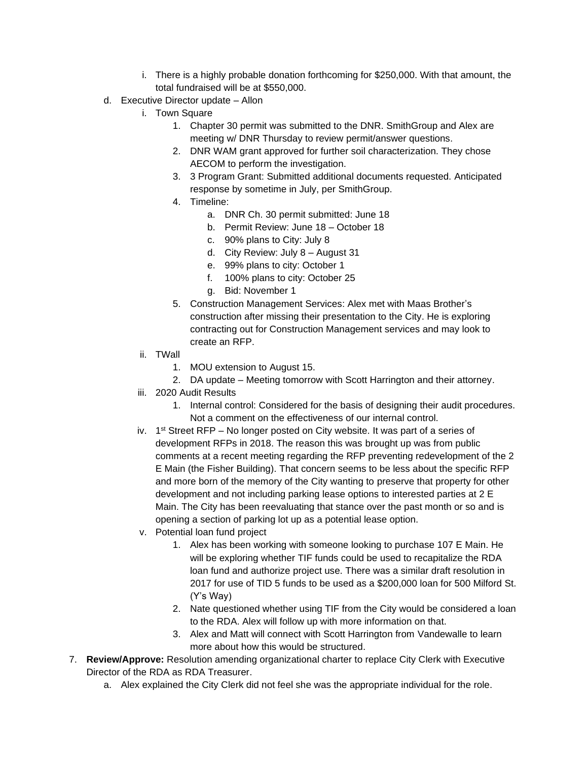i. There is a highly probable donation forthcoming for $250,000. With that amount, the total fundraised will be at $550,000.

   d. Executive Director update – Allon
      i. Town Square
         1. Chapter 30 permit was submitted to the DNR. SmithGroup and Alex are meeting w/ DNR Thursday to review permit/answer questions.
         2. DNR WAM grant approved for further soil characterization. They chose AECOM to perform the investigation.
         3. 3 Program Grant: Submitted additional documents requested. Anticipated response by sometime in July, per SmithGroup.
         4. Timeline:
            a. DNR Ch. 30 permit submitted: June 18
            b. Permit Review: June 18 – October 18
            c. 90% plans to City: July 8
            d. City Review: July 8 – August 31
            e. 99% plans to city: October 1
            f. 100% plans to city: October 25
            g. Bid: November 1
         5. Construction Management Services: Alex met with Maas Brother's construction after missing their presentation to the City. He is exploring contracting out for Construction Management services and may look to create an RFP.
      ii. TWall
         1. MOU extension to August 15.
         2. DA update – Meeting tomorrow with Scott Harrington and their attorney.
      iii. 2020 Audit Results
         1. Internal control: Considered for the basis of designing their audit procedures. Not a comment on the effectiveness of our internal control.
      iv. 1st Street RFP – No longer posted on City website. It was part of a series of development RFPs in 2018. The reason this was brought up was from public comments at a recent meeting regarding the RFP preventing redevelopment of the 2 E Main (the Fisher Building). That concern seems to be less about the specific RFP and more born of the memory of the City wanting to preserve that property for other development and not including parking lease options to interested parties at 2 E Main. The City has been reevaluating that stance over the past month or so and is opening a section of parking lot up as a potential lease option.
      v. Potential loan fund project
         1. Alex has been working with someone looking to purchase 107 E Main. He will be exploring whether TIF funds could be used to recapitalize the RDA loan fund and authorize project use. There was a similar draft resolution in 2017 for use of TID 5 funds to be used as a $200,000 loan for 500 Milford St. (Y's Way)
         2. Nate questioned whether using TIF from the City would be considered a loan to the RDA. Alex will follow up with more information on that.
         3. Alex and Matt will connect with Scott Harrington from Vandewalle to learn more about how this would be structured.

7. **Review/Approve:** Resolution amending organizational charter to replace City Clerk with Executive Director of the RDA as RDA Treasurer.
   a. Alex explained the City Clerk did not feel she was the appropriate individual for the role.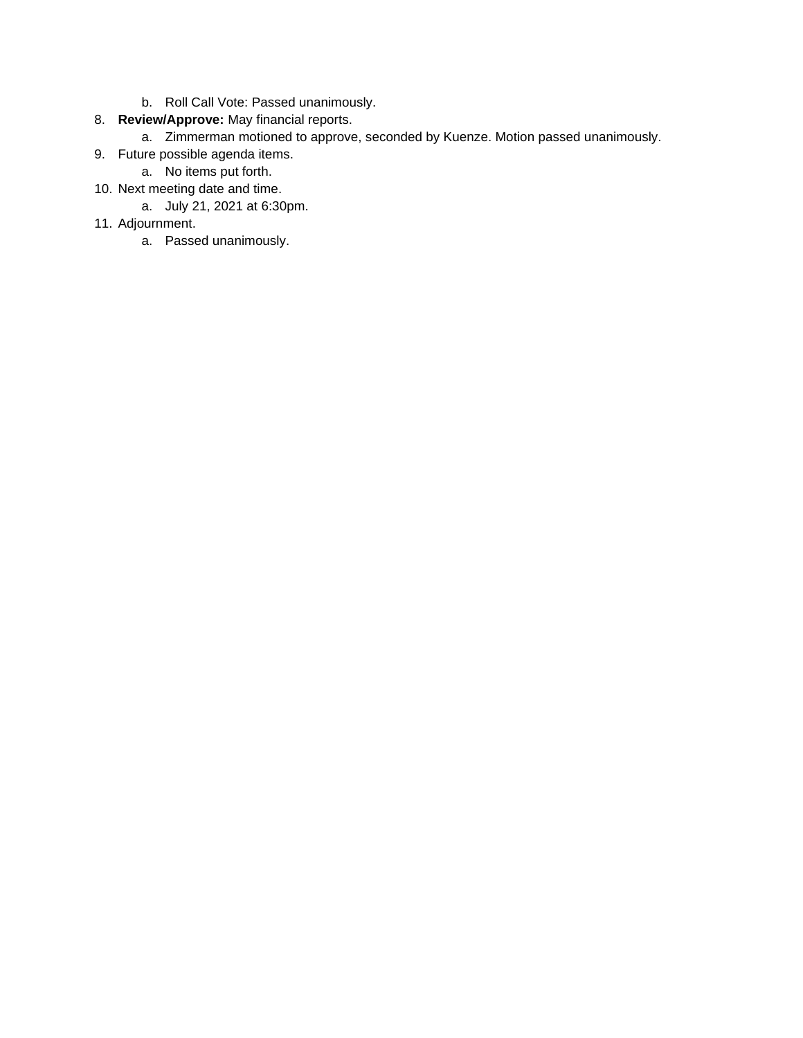b. Roll Call Vote: Passed unanimously.

8. **Review/Approve:** May financial reports.
    a. Zimmerman motioned to approve, seconded by Kuenze. Motion passed unanimously.
9. Future possible agenda items.
    a. No items put forth.
10. Next meeting date and time.
    a. July 21, 2021 at 6:30pm.
11. Adjournment.
    a. Passed unanimously.